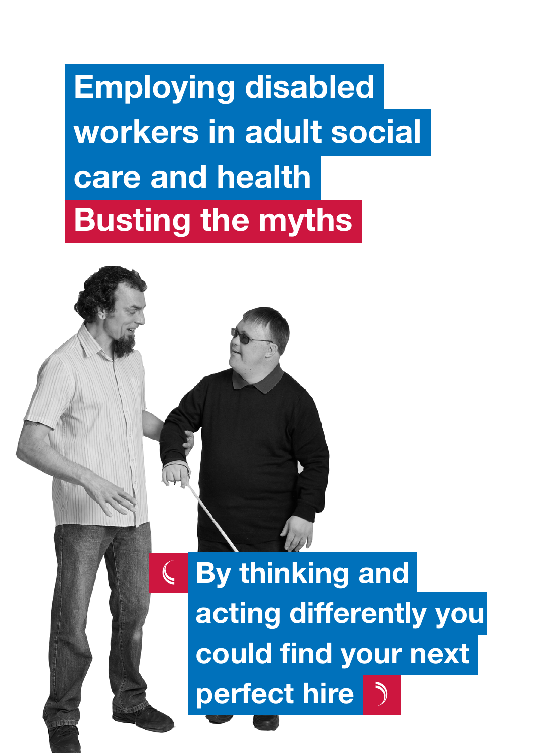# Employing disabled workers in adult social care and health

## Busting the myths

By thinking and acting differently you could find your next perfect hire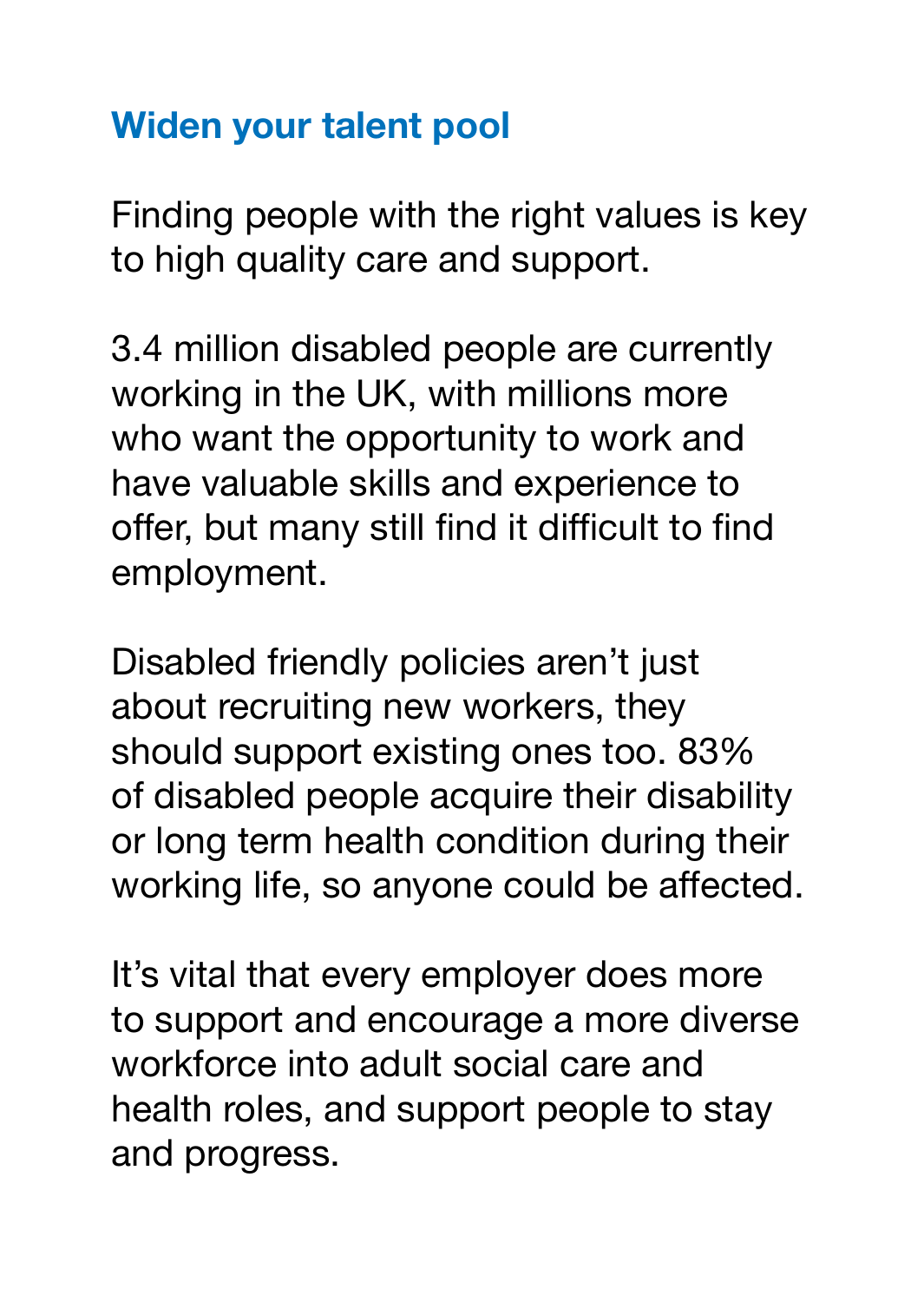## Widen your talent pool

Finding people with the right values is key to high quality care and support.

3.4 million disabled people are currently working in the UK, with millions more who want the opportunity to work and have valuable skills and experience to offer, but many still find it difficult to find employment.

Disabled friendly policies aren't just about recruiting new workers, they should support existing ones too. 83% of disabled people acquire their disability or long term health condition during their working life, so anyone could be affected.

It's vital that every employer does more to support and encourage a more diverse workforce into adult social care and health roles, and support people to stay and progress.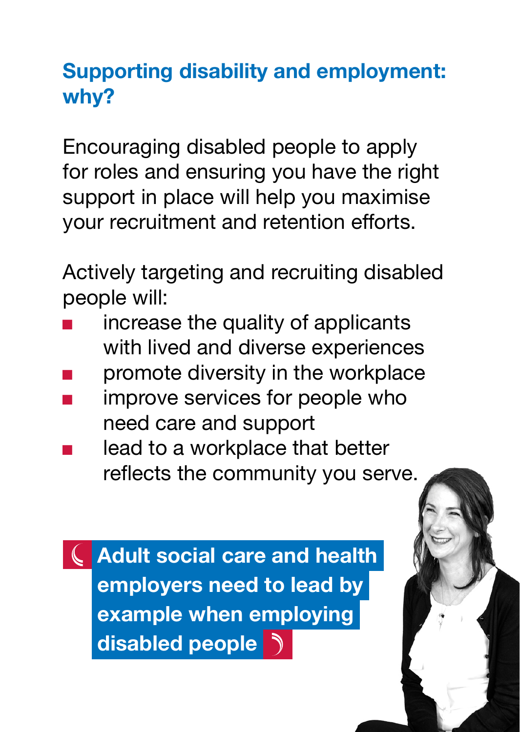## Supporting disability and employment: why?

Encouraging disabled people to apply for roles and ensuring you have the right support in place will help you maximise your recruitment and retention efforts.

Actively targeting and recruiting disabled people will:

- increase the quality of applicants with lived and diverse experiences
- promote diversity in the workplace
- improve services for people who need care and support
- lead to a workplace that better reflects the community you serve.

**Adult social care and health employers need to lead by example when employing disabled people**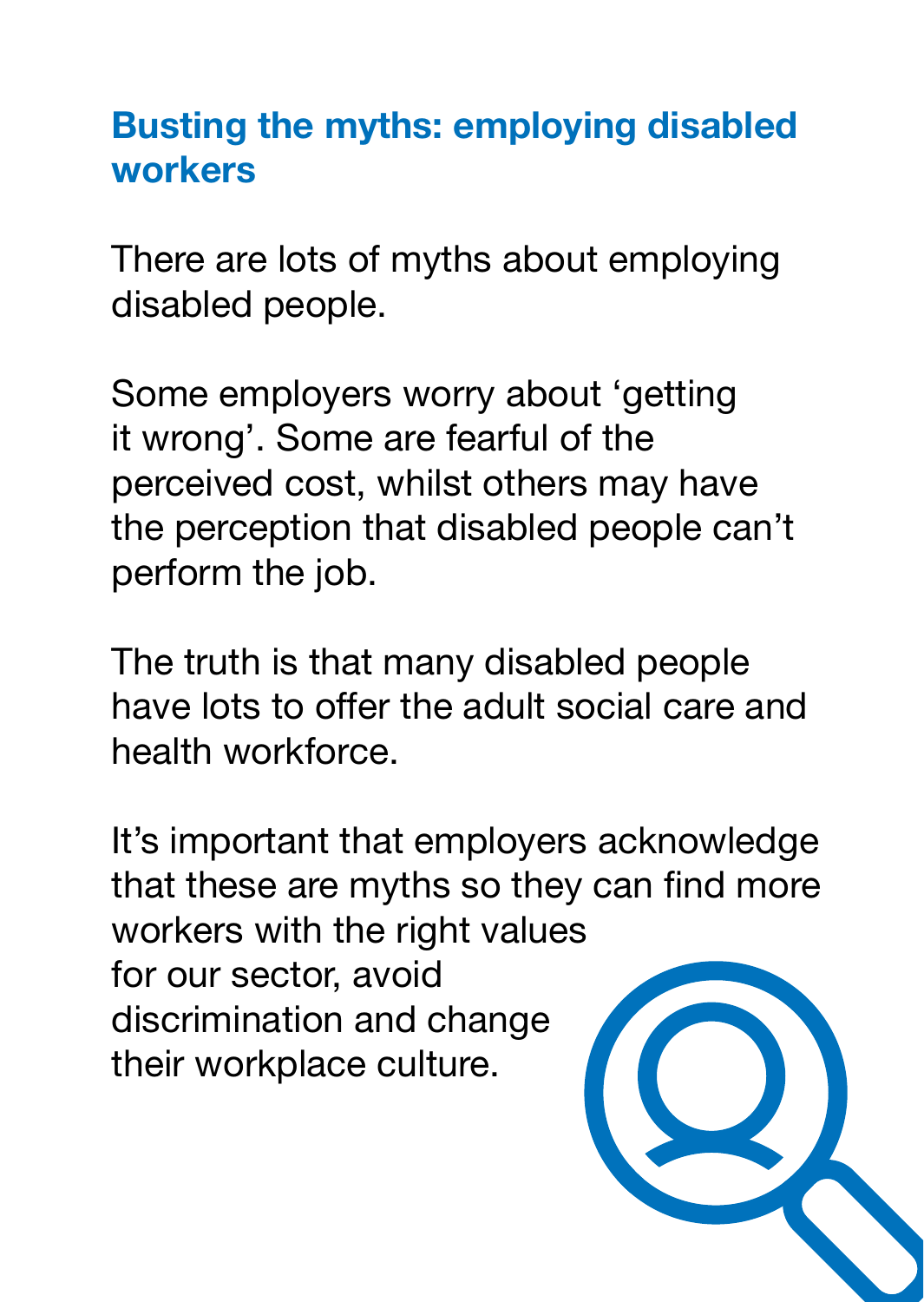## Busting the myths: employing disabled workers

There are lots of myths about employing disabled people.

Some employers worry about 'getting it wrong'. Some are fearful of the perceived cost, whilst others may have the perception that disabled people can't perform the job.

The truth is that many disabled people have lots to offer the adult social care and health workforce.

It's important that employers acknowledge that these are myths so they can find more workers with the right values for our sector, avoid discrimination and change their workplace culture.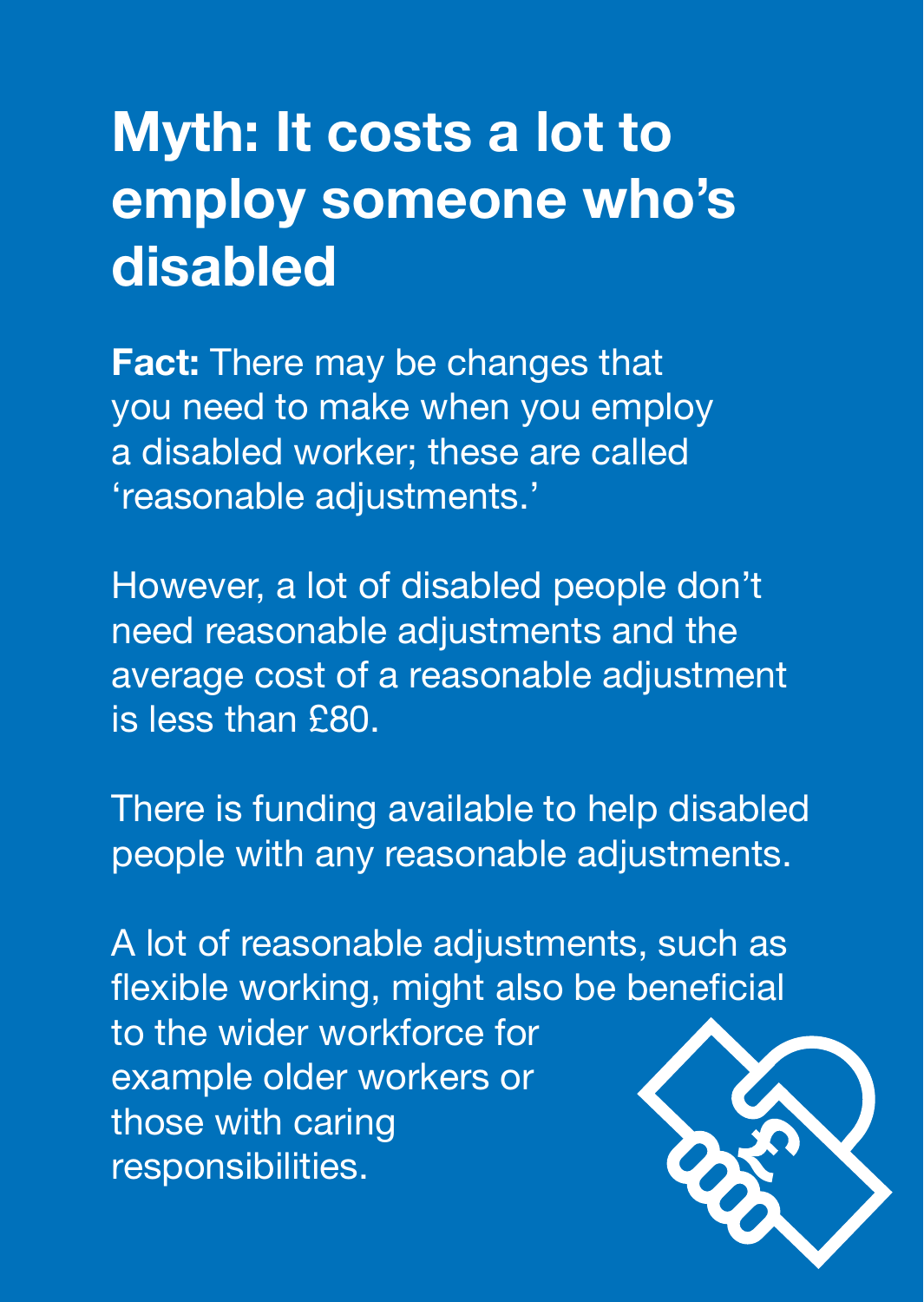# Myth: It costs a lot to employ someone who's disabled

**Fact:** There may be changes that you need to make when you employ a disabled worker; these are called 'reasonable adjustments.'

However, a lot of disabled people don't need reasonable adjustments and the average cost of a reasonable adjustment is less than £80.

There is funding available to help disabled people with any reasonable adjustments.

A lot of reasonable adjustments, such as flexible working, might also be beneficial to the wider workforce for example older workers or those with caring responsibilities.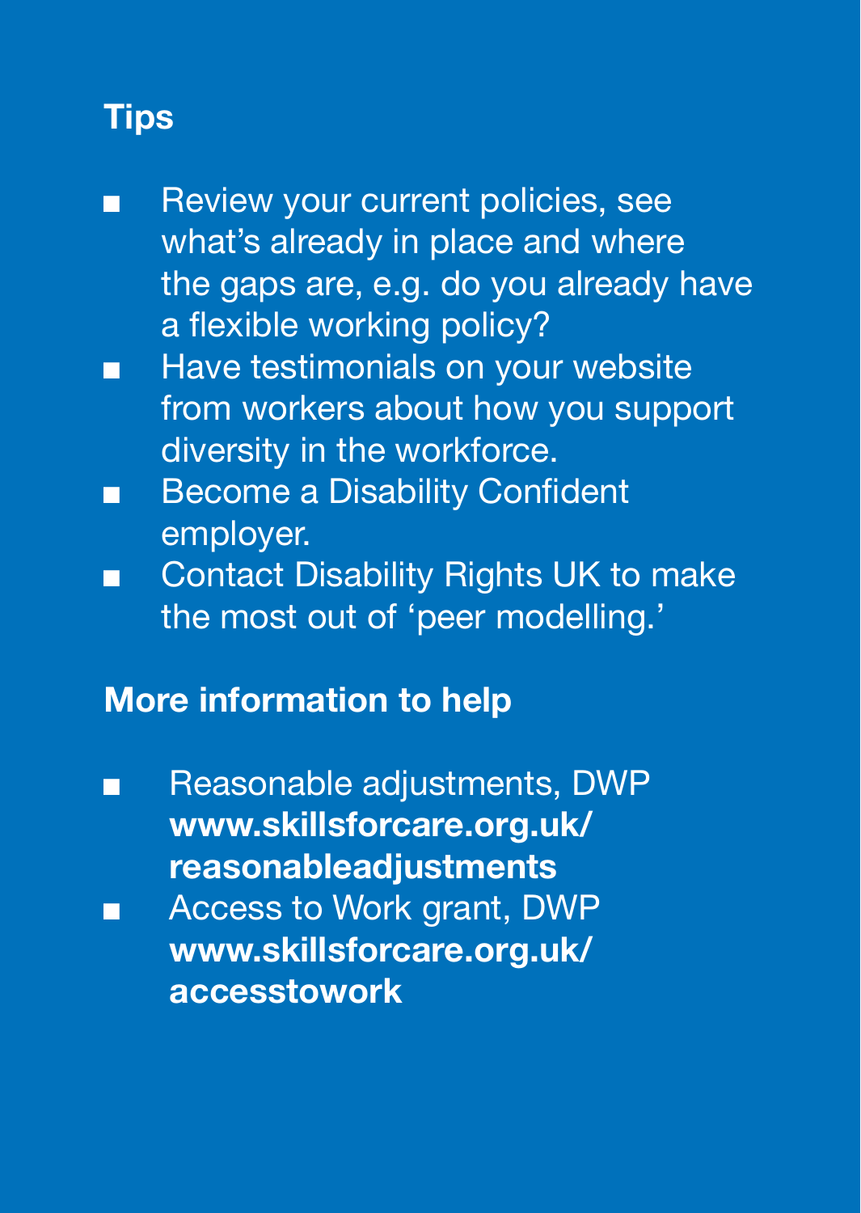## Tips

- Review your current policies, see what's already in place and where the gaps are, e.g. do you already have a flexible working policy?
- Have testimonials on your website from workers about how you support diversity in the workforce.
- Become a Disability Confident employer.
- Contact Disability Rights UK to make the most out of 'peer modelling.'

## More information to help

- Reasonable adjustments, DWP **www.skillsforcare.org.uk/reasonableadjustments**
- Access to Work grant, DWP **www.skillsforcare.org.uk/accesstowork**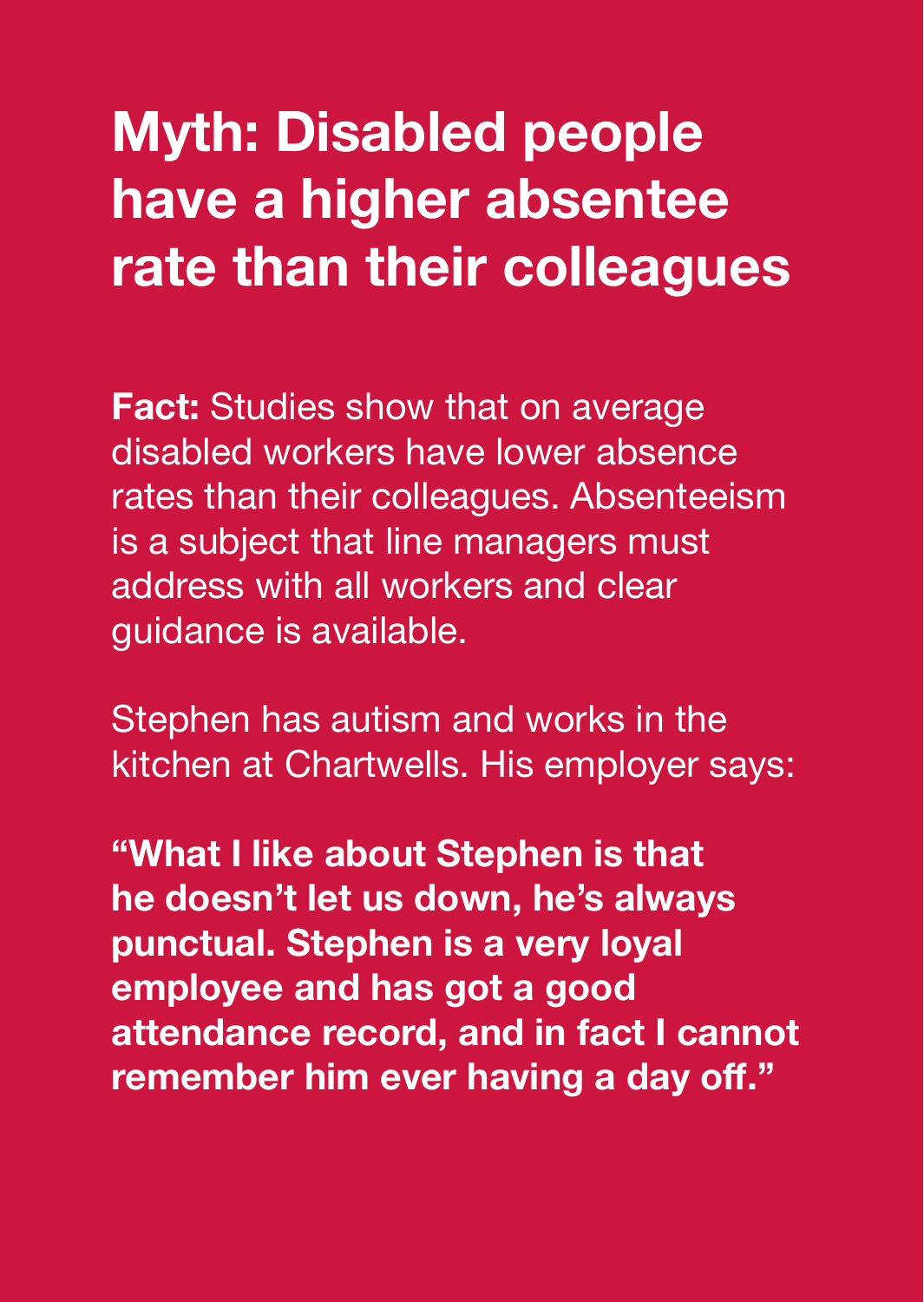# Myth: Disabled people have a higher absentee rate than their colleagues

**Fact:** Studies show that on average disabled workers have lower absence rates than their colleagues. Absenteeism is a subject that line managers must address with all workers and clear guidance is available.

Stephen has autism and works in the kitchen at Chartwells. His employer says:

**"What I like about Stephen is that he doesn't let us down, he's always punctual. Stephen is a very loyal employee and has got a good attendance record, and in fact I cannot remember him ever having a day off."**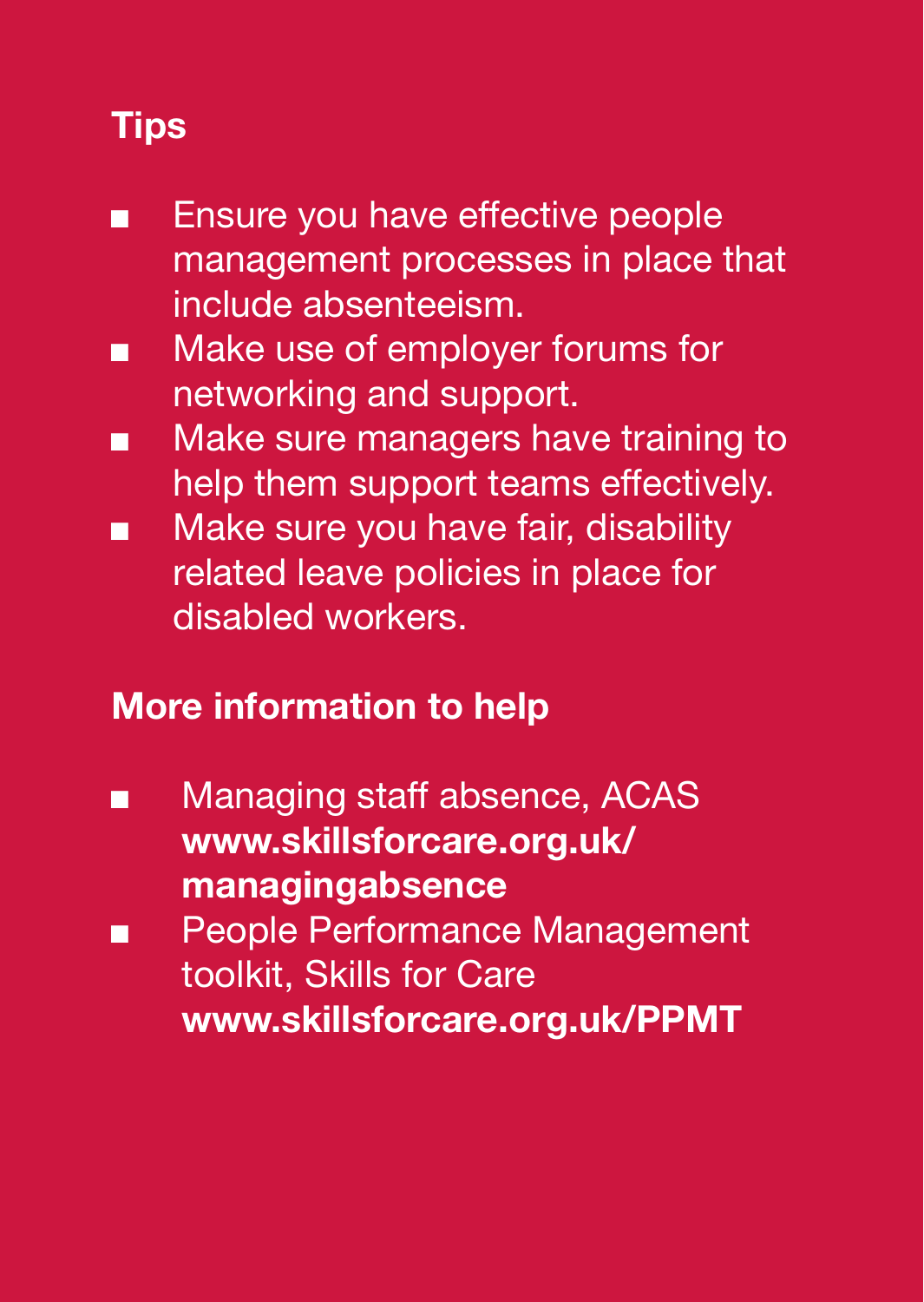## Tips

- Ensure you have effective people management processes in place that include absenteeism.
- Make use of employer forums for networking and support.
- Make sure managers have training to help them support teams effectively.
- Make sure you have fair, disability related leave policies in place for disabled workers.

## More information to help

- Managing staff absence, ACAS **www.skillsforcare.org.uk/managingabsence**
- People Performance Management toolkit, Skills for Care **www.skillsforcare.org.uk/PPMT**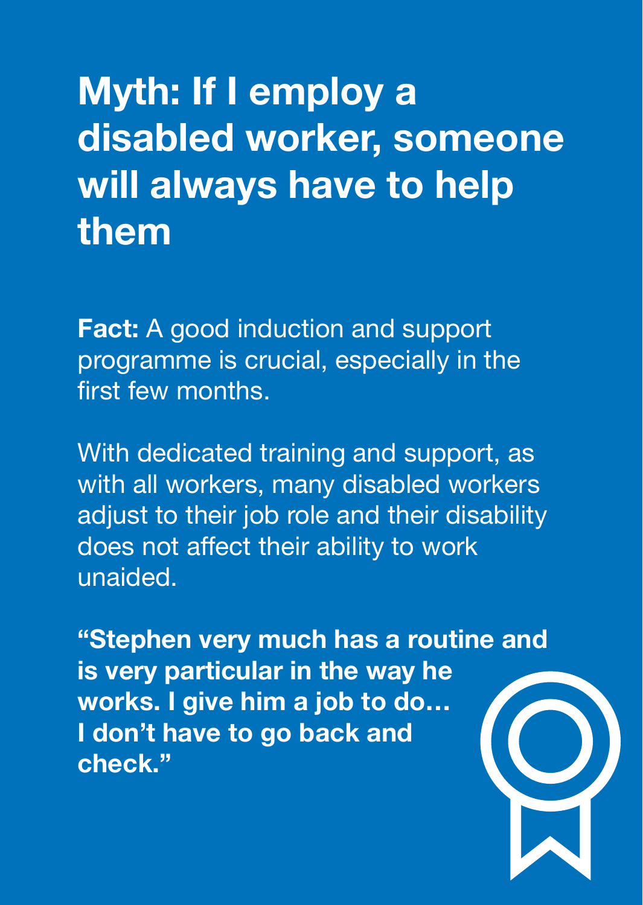# Myth: If I employ a disabled worker, someone will always have to help them

**Fact:** A good induction and support programme is crucial, especially in the first few months.

With dedicated training and support, as with all workers, many disabled workers adjust to their job role and their disability does not affect their ability to work unaided.

**"Stephen very much has a routine and is very particular in the way he works. I give him a job to do… I don't have to go back and check."**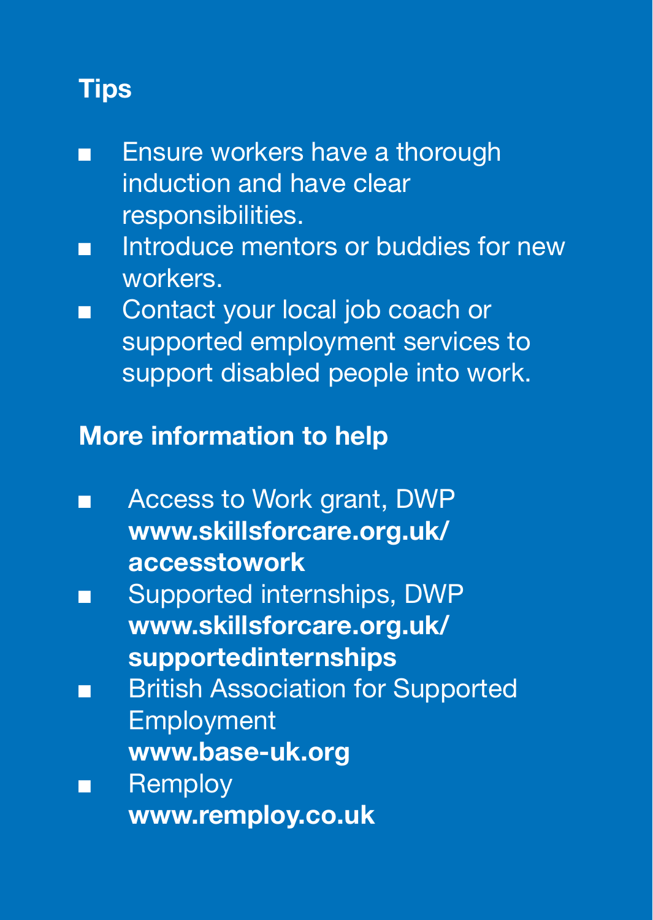## Tips

- Ensure workers have a thorough induction and have clear responsibilities.
- Introduce mentors or buddies for new workers.
- Contact your local job coach or supported employment services to support disabled people into work.

## More information to help

- Access to Work grant, DWP
  **www.skillsforcare.org.uk/accesstowork**
- Supported internships, DWP
  **www.skillsforcare.org.uk/supportedinternships**
- British Association for Supported Employment
  **www.base-uk.org**
- Remploy
  **www.remploy.co.uk**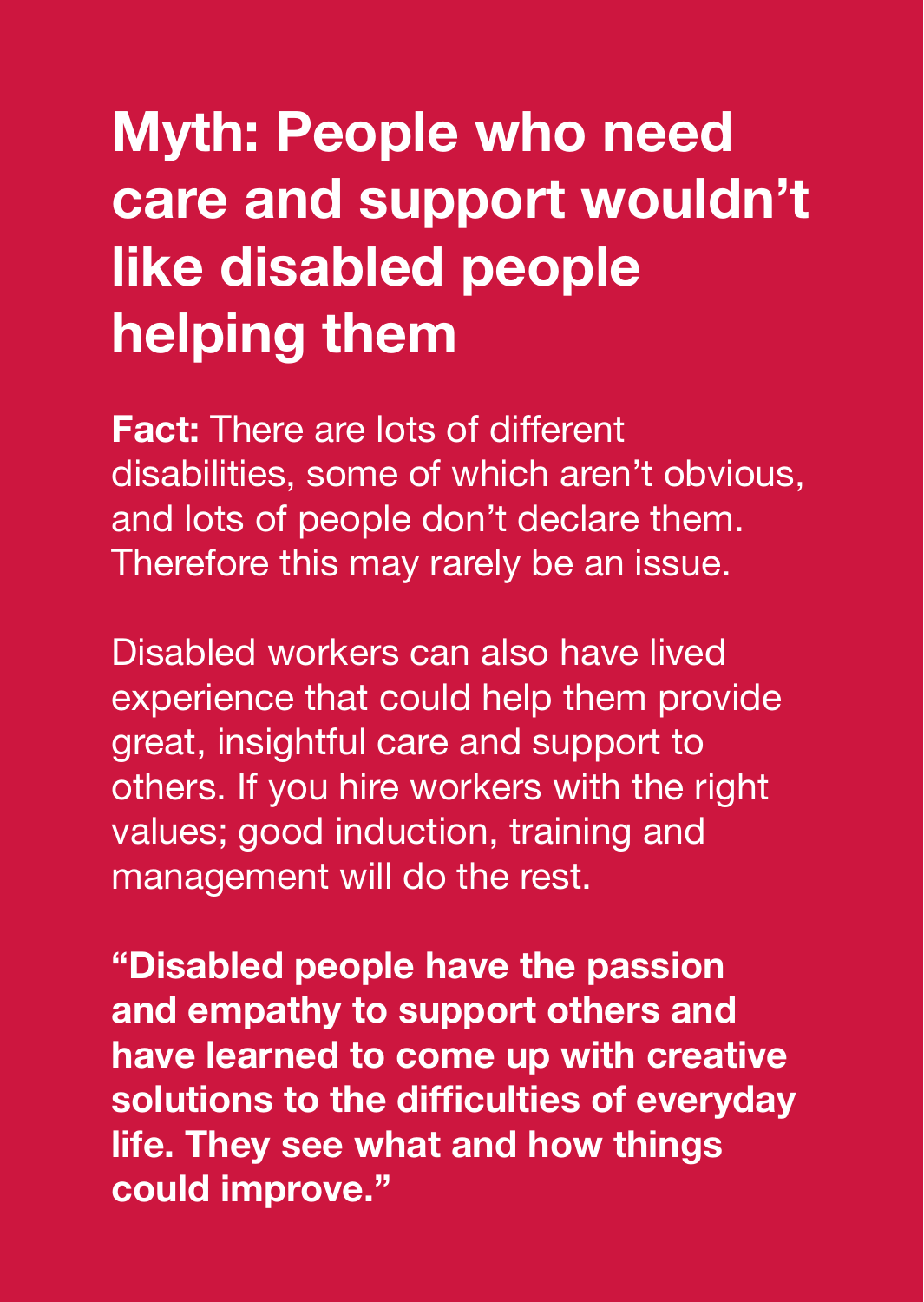# Myth: People who need care and support wouldn't like disabled people helping them

**Fact:** There are lots of different disabilities, some of which aren't obvious, and lots of people don't declare them. Therefore this may rarely be an issue.

Disabled workers can also have lived experience that could help them provide great, insightful care and support to others. If you hire workers with the right values; good induction, training and management will do the rest.

**"Disabled people have the passion and empathy to support others and have learned to come up with creative solutions to the difficulties of everyday life. They see what and how things could improve."**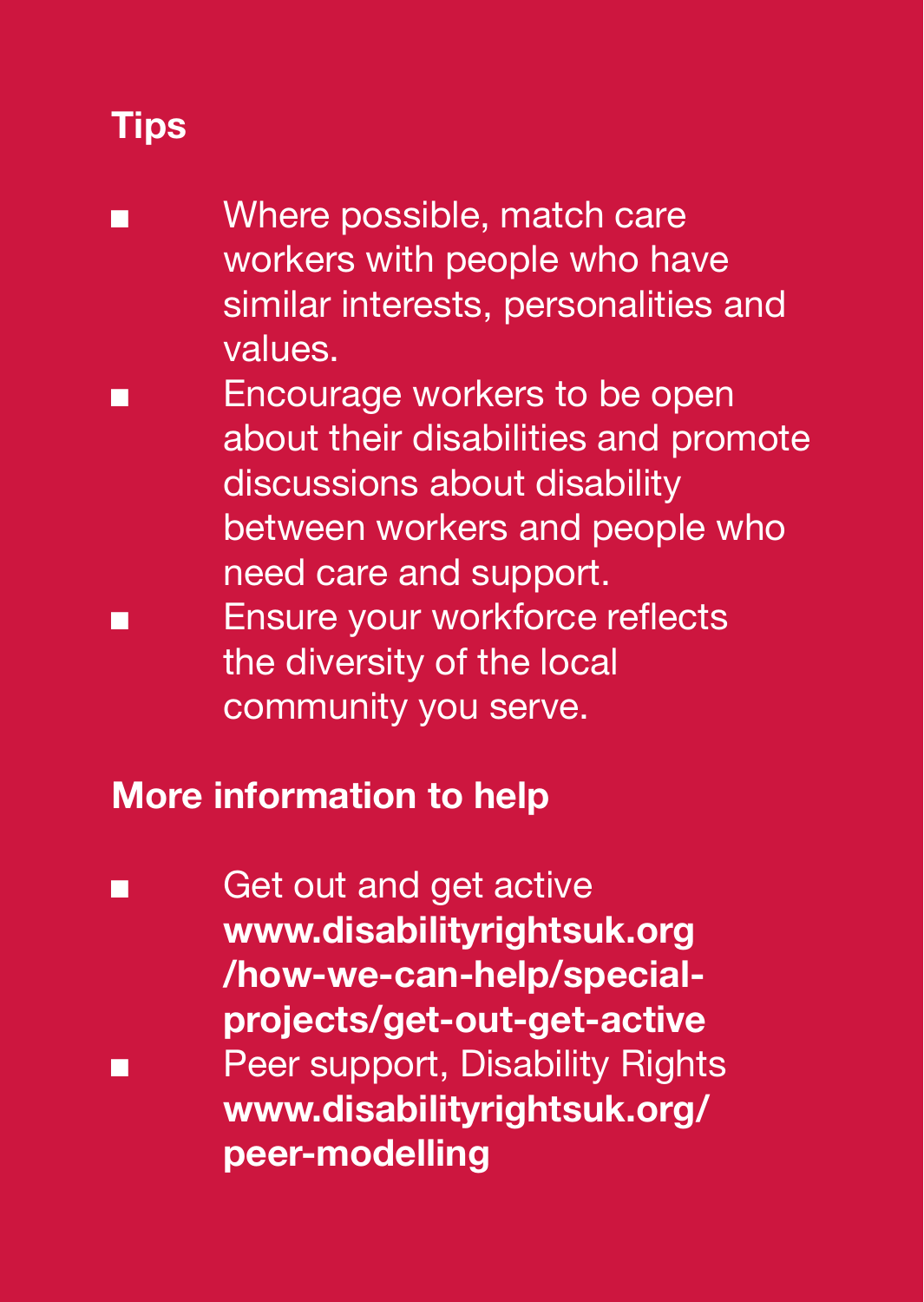## Tips

- Where possible, match care workers with people who have similar interests, personalities and values.
- Encourage workers to be open about their disabilities and promote discussions about disability between workers and people who need care and support.
- Ensure your workforce reflects the diversity of the local community you serve.

## More information to help

- Get out and get active **www.disabilityrightsuk.org/how-we-can-help/special-projects/get-out-get-active**
- Peer support, Disability Rights **www.disabilityrightsuk.org/peer-modelling**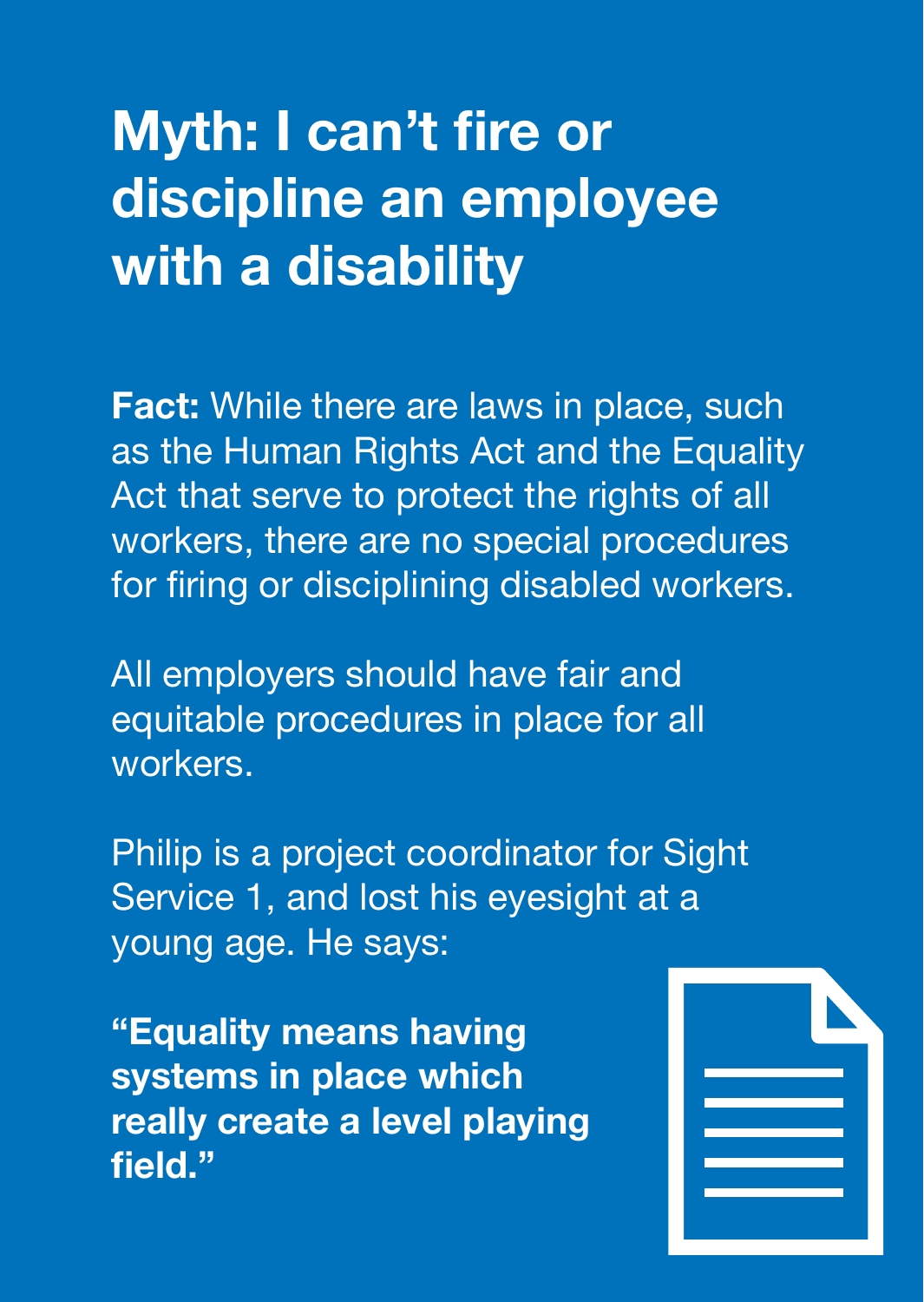# Myth: I can't fire or discipline an employee with a disability

**Fact:** While there are laws in place, such as the Human Rights Act and the Equality Act that serve to protect the rights of all workers, there are no special procedures for firing or disciplining disabled workers.

All employers should have fair and equitable procedures in place for all workers.

Philip is a project coordinator for Sight Service 1, and lost his eyesight at a young age. He says:

**"Equality means having systems in place which really create a level playing field."**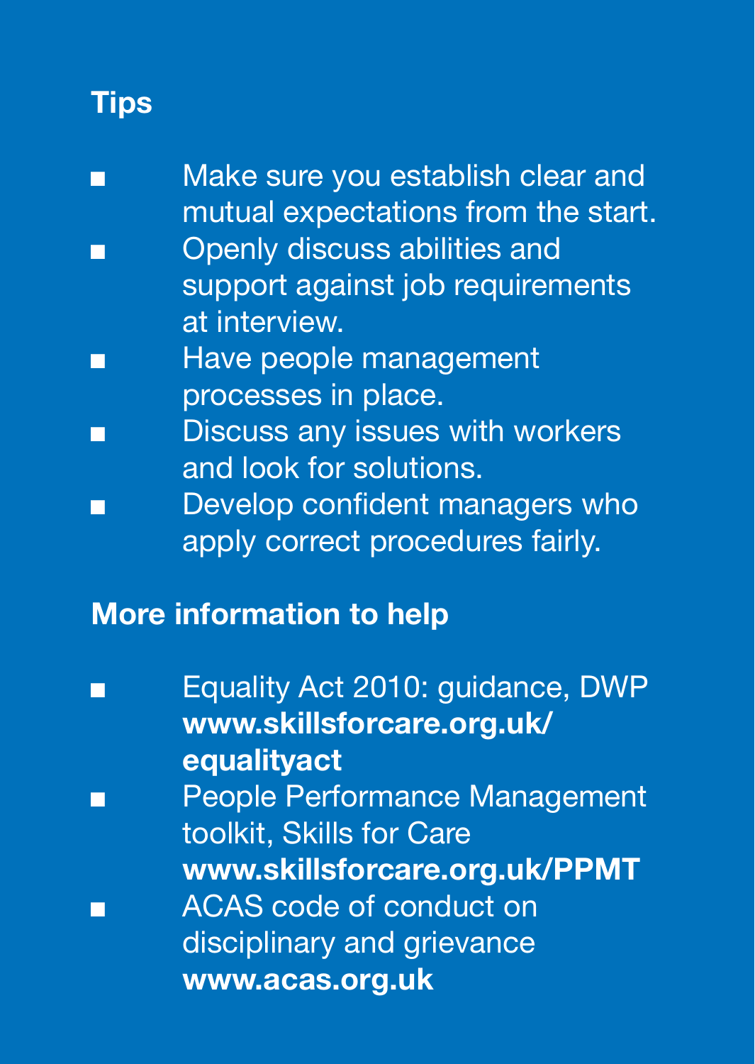## Tips

- Make sure you establish clear and mutual expectations from the start.
- Openly discuss abilities and support against job requirements at interview.
- Have people management processes in place.
- Discuss any issues with workers and look for solutions.
- Develop confident managers who apply correct procedures fairly.

## More information to help

- Equality Act 2010: guidance, DWP **www.skillsforcare.org.uk/equalityact**
- People Performance Management toolkit, Skills for Care **www.skillsforcare.org.uk/PPMT**
- ACAS code of conduct on disciplinary and grievance **www.acas.org.uk**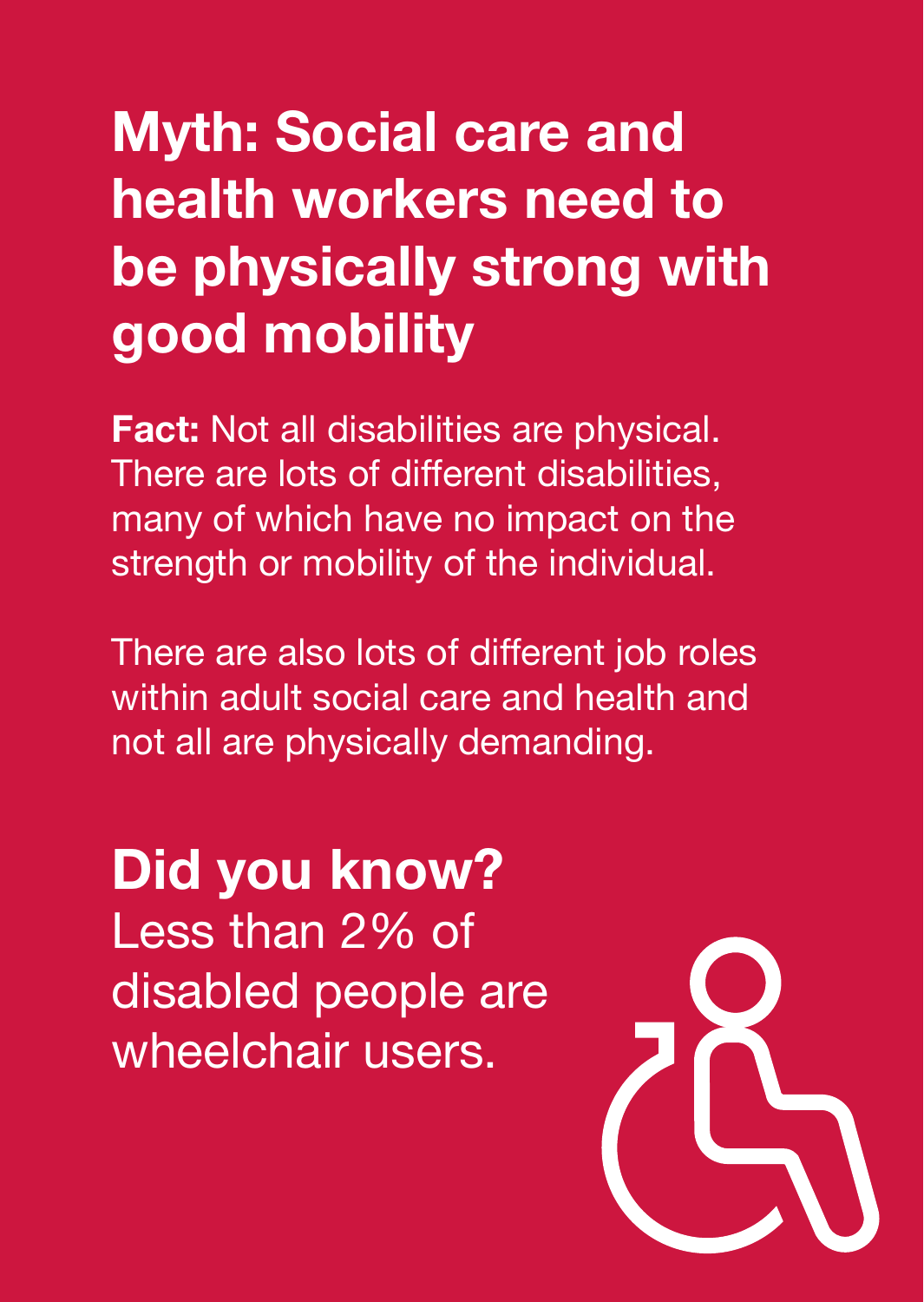# Myth: Social care and health workers need to be physically strong with good mobility

**Fact:** Not all disabilities are physical. There are lots of different disabilities, many of which have no impact on the strength or mobility of the individual.

There are also lots of different job roles within adult social care and health and not all are physically demanding.

## Did you know?

Less than 2% of disabled people are wheelchair users.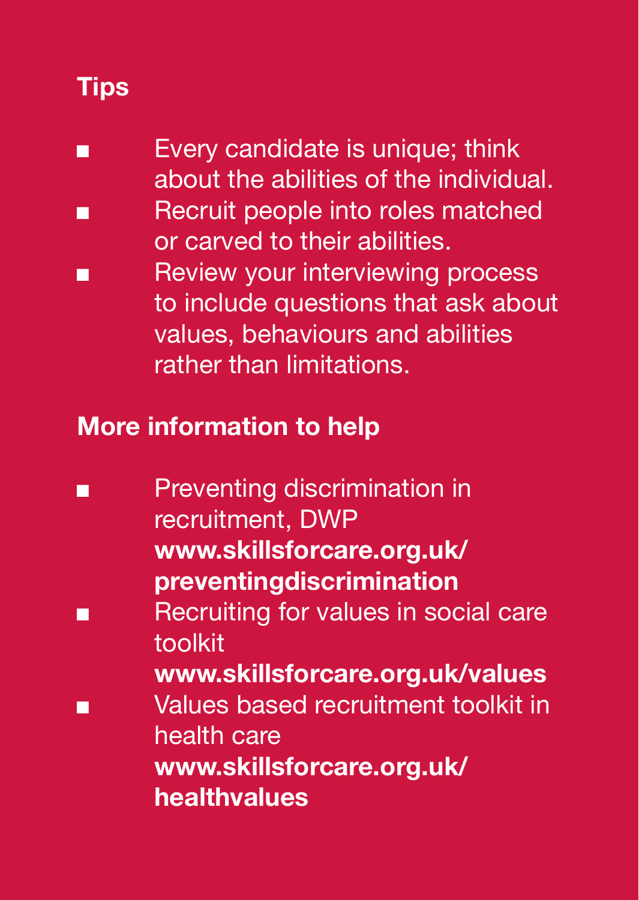## Tips

- Every candidate is unique; think about the abilities of the individual.
- Recruit people into roles matched or carved to their abilities.
- Review your interviewing process to include questions that ask about values, behaviours and abilities rather than limitations.

## More information to help

- Preventing discrimination in recruitment, DWP
  **www.skillsforcare.org.uk/preventingdiscrimination**
- Recruiting for values in social care toolkit
  **www.skillsforcare.org.uk/values**
- Values based recruitment toolkit in health care
  **www.skillsforcare.org.uk/healthvalues**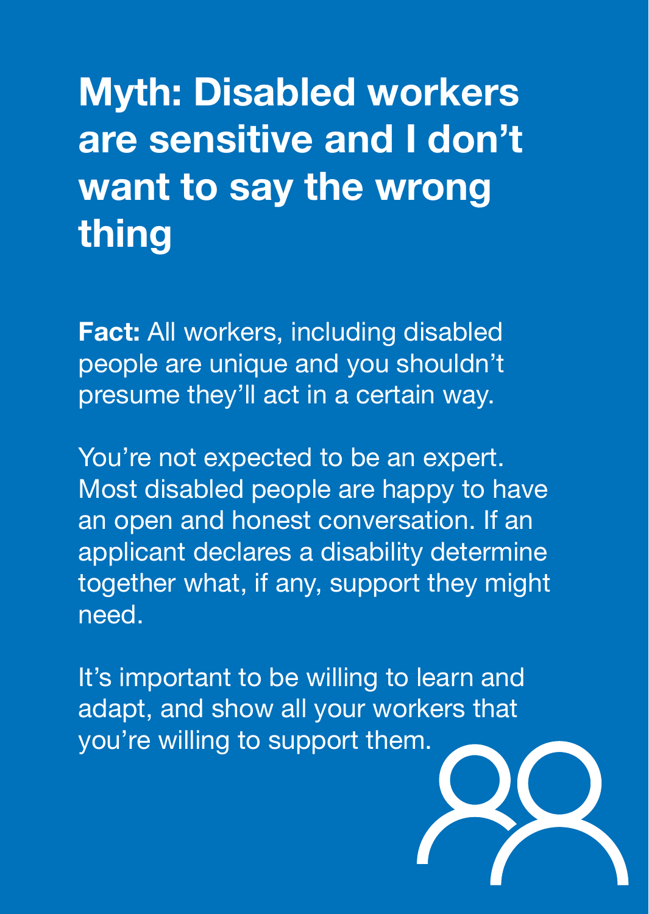# Myth: Disabled workers are sensitive and I don't want to say the wrong thing

**Fact:** All workers, including disabled people are unique and you shouldn't presume they'll act in a certain way.

You're not expected to be an expert. Most disabled people are happy to have an open and honest conversation. If an applicant declares a disability determine together what, if any, support they might need.

It's important to be willing to learn and adapt, and show all your workers that you're willing to support them.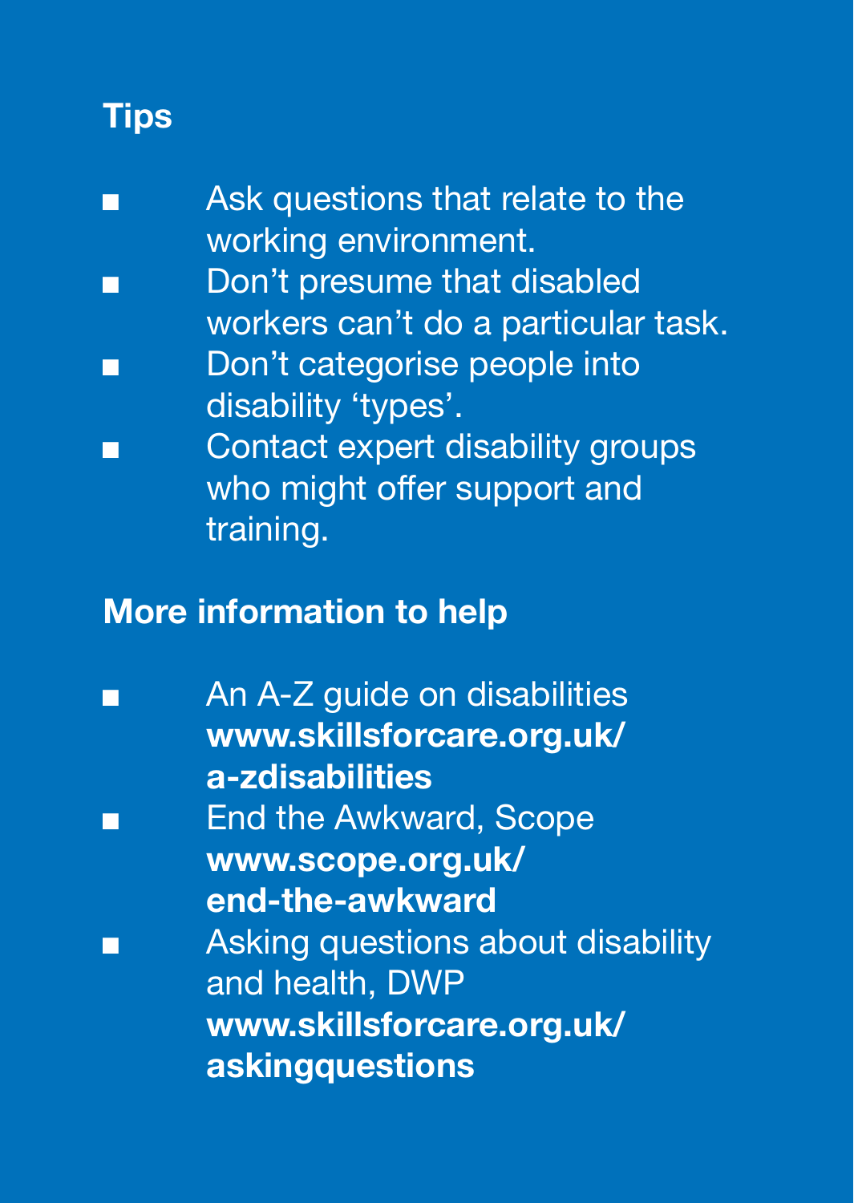## Tips

- Ask questions that relate to the working environment.
- Don't presume that disabled workers can't do a particular task.
- Don't categorise people into disability 'types'.
- Contact expert disability groups who might offer support and training.

## More information to help

- An A-Z guide on disabilities **www.skillsforcare.org.uk/a-zdisabilities**
- End the Awkward, Scope **www.scope.org.uk/end-the-awkward**
- Asking questions about disability and health, DWP **www.skillsforcare.org.uk/askingquestions**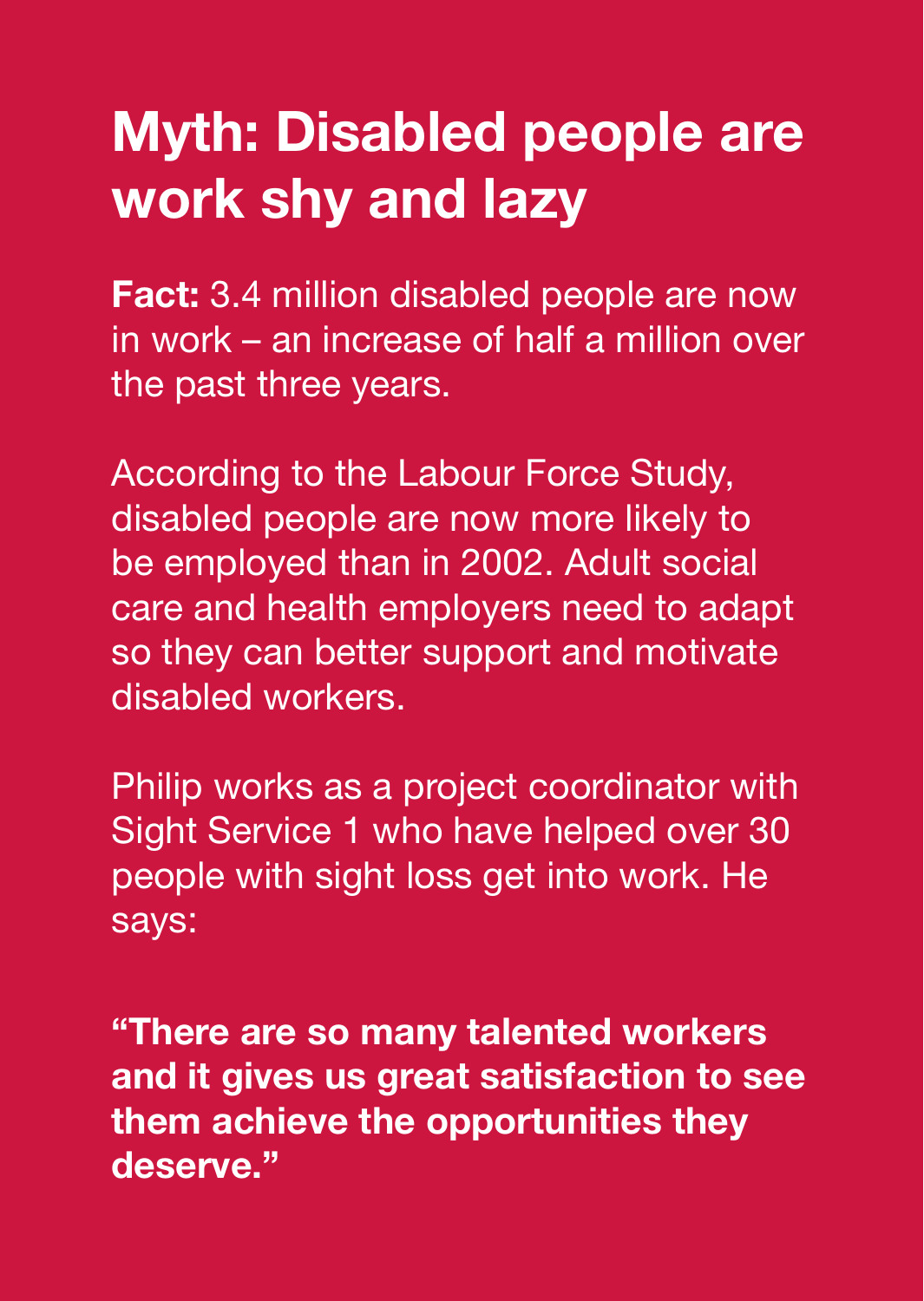# Myth: Disabled people are work shy and lazy

**Fact:** 3.4 million disabled people are now in work – an increase of half a million over the past three years.

According to the Labour Force Study, disabled people are now more likely to be employed than in 2002. Adult social care and health employers need to adapt so they can better support and motivate disabled workers.

Philip works as a project coordinator with Sight Service 1 who have helped over 30 people with sight loss get into work. He says:

**"There are so many talented workers and it gives us great satisfaction to see them achieve the opportunities they deserve."**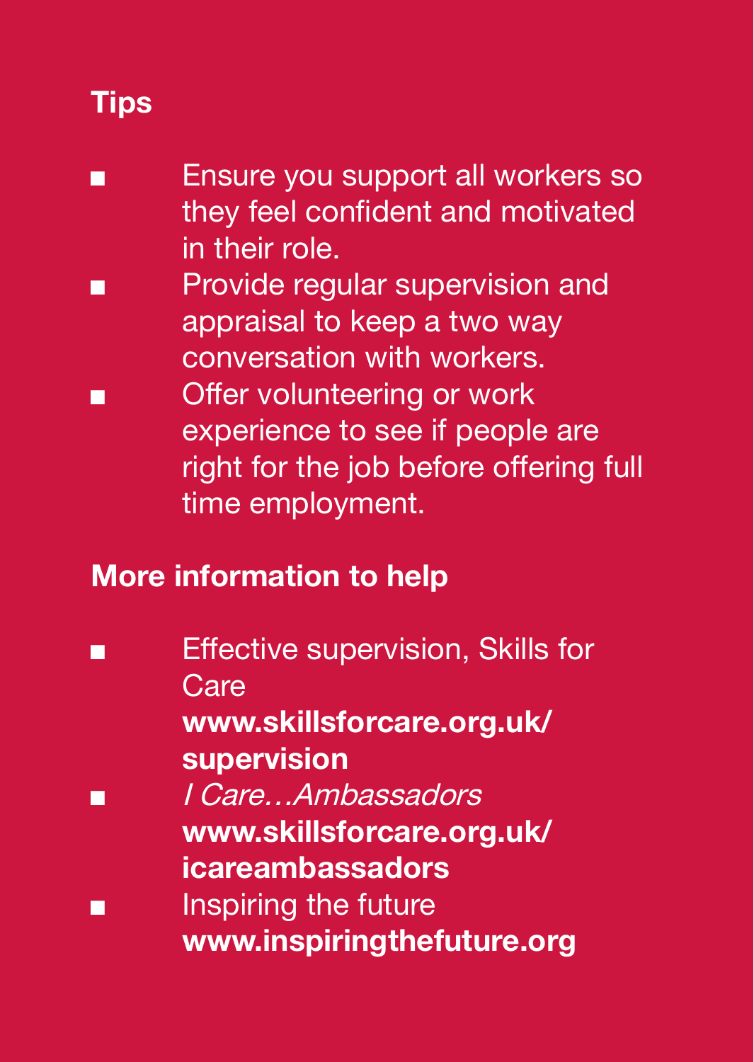## Tips

- Ensure you support all workers so they feel confident and motivated in their role.
- Provide regular supervision and appraisal to keep a two way conversation with workers.
- Offer volunteering or work experience to see if people are right for the job before offering full time employment.

## More information to help

- Effective supervision, Skills for Care
  **www.skillsforcare.org.uk/supervision**
- *I Care…Ambassadors*
  **www.skillsforcare.org.uk/icareambassadors**
- Inspiring the future
  **www.inspiringthefuture.org**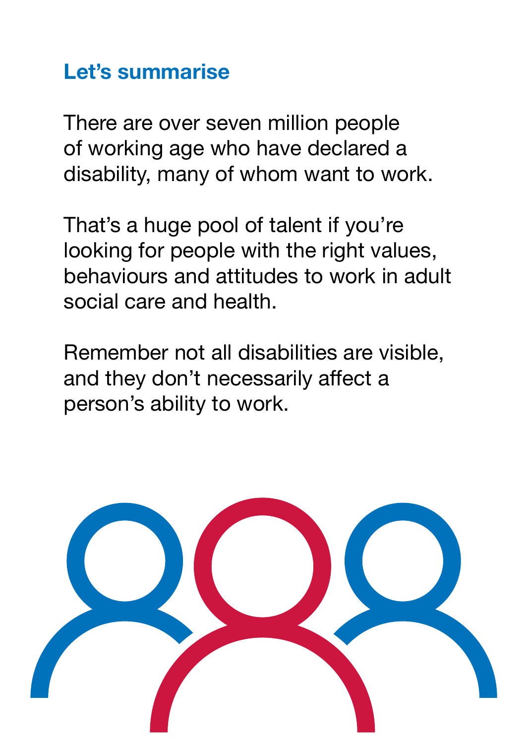## Let's summarise

There are over seven million people of working age who have declared a disability, many of whom want to work.

That's a huge pool of talent if you're looking for people with the right values, behaviours and attitudes to work in adult social care and health.

Remember not all disabilities are visible, and they don't necessarily affect a person's ability to work.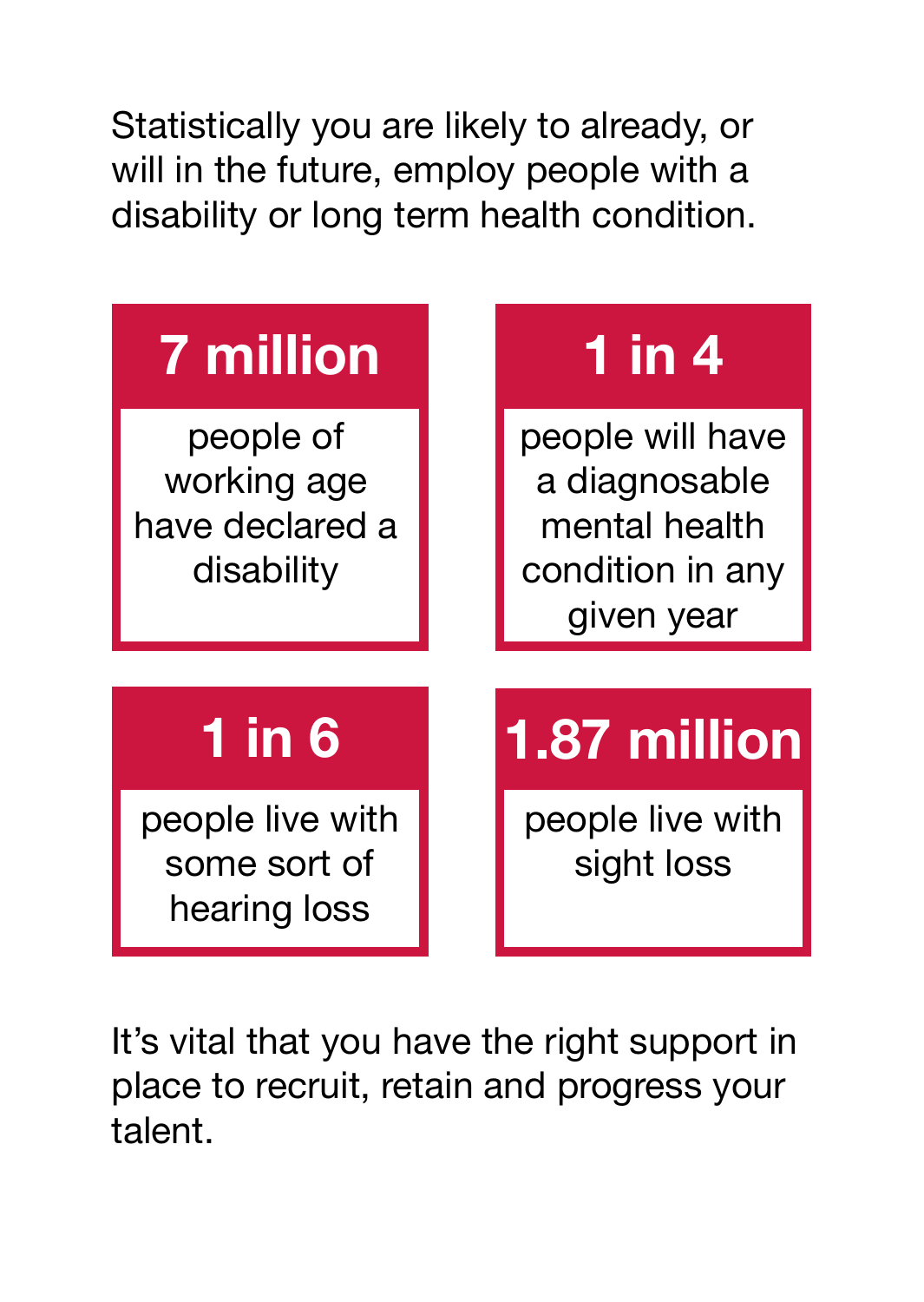Statistically you are likely to already, or will in the future, employ people with a disability or long term health condition.

**7 million**

people of working age have declared a disability

**1 in 4**

people will have a diagnosable mental health condition in any given year

**1 in 6**

people live with some sort of hearing loss

**1.87 million**

people live with sight loss

It's vital that you have the right support in place to recruit, retain and progress your talent.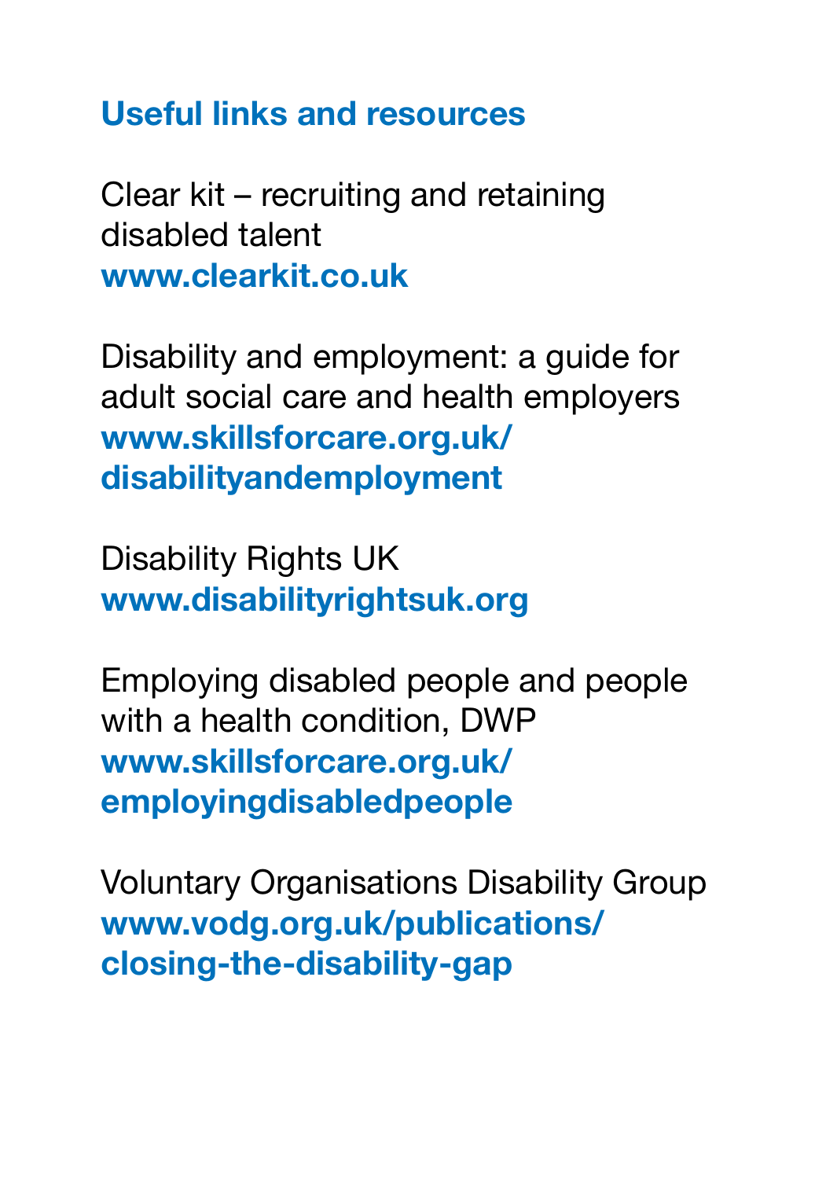## Useful links and resources

Clear kit – recruiting and retaining disabled talent
**www.clearkit.co.uk**

Disability and employment: a guide for adult social care and health employers
**www.skillsforcare.org.uk/disabilityandemployment**

Disability Rights UK
**www.disabilityrightsuk.org**

Employing disabled people and people with a health condition, DWP
**www.skillsforcare.org.uk/employingdisabledpeople**

Voluntary Organisations Disability Group
**www.vodg.org.uk/publications/closing-the-disability-gap**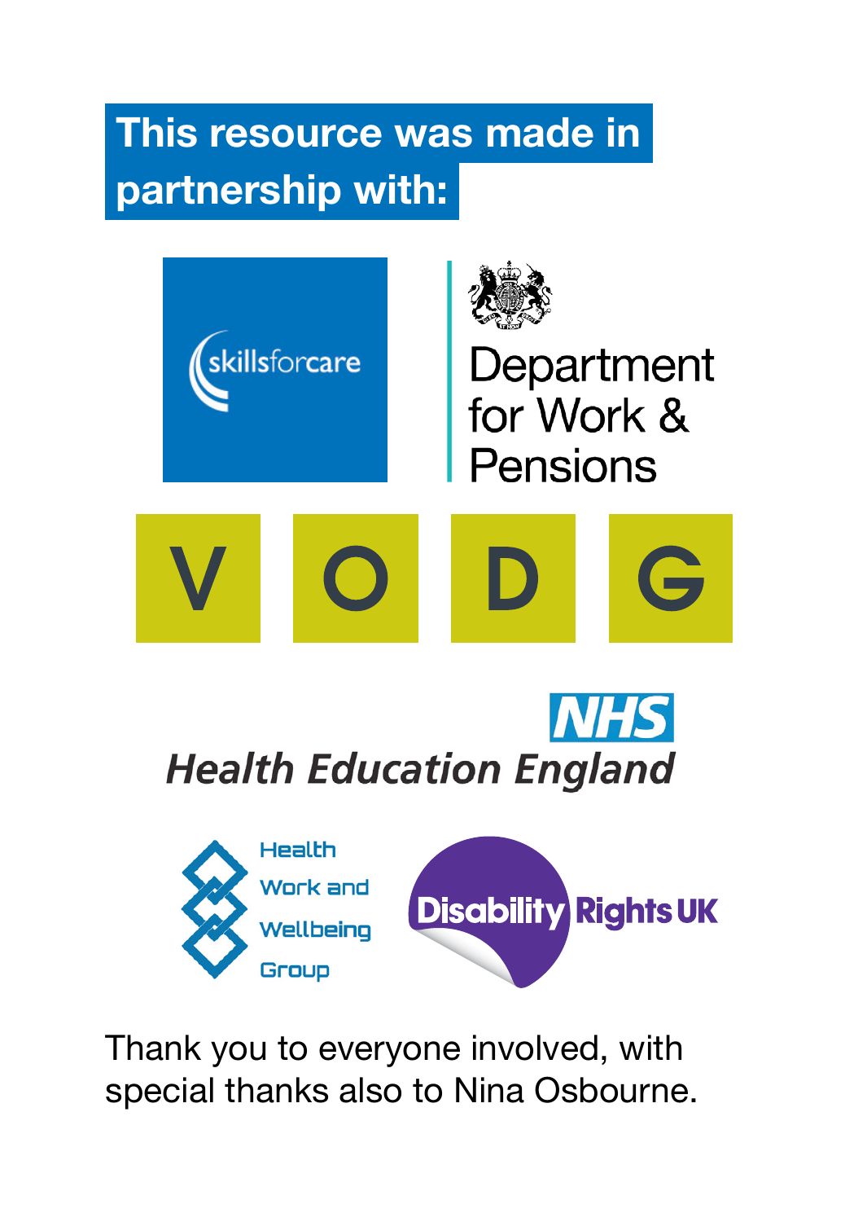## This resource was made in partnership with:

skillsforcare

Department for Work & Pensions

VODG

NHS

Health Education England

Health Work and Wellbeing Group

Disability Rights UK

Thank you to everyone involved, with special thanks also to Nina Osbourne.